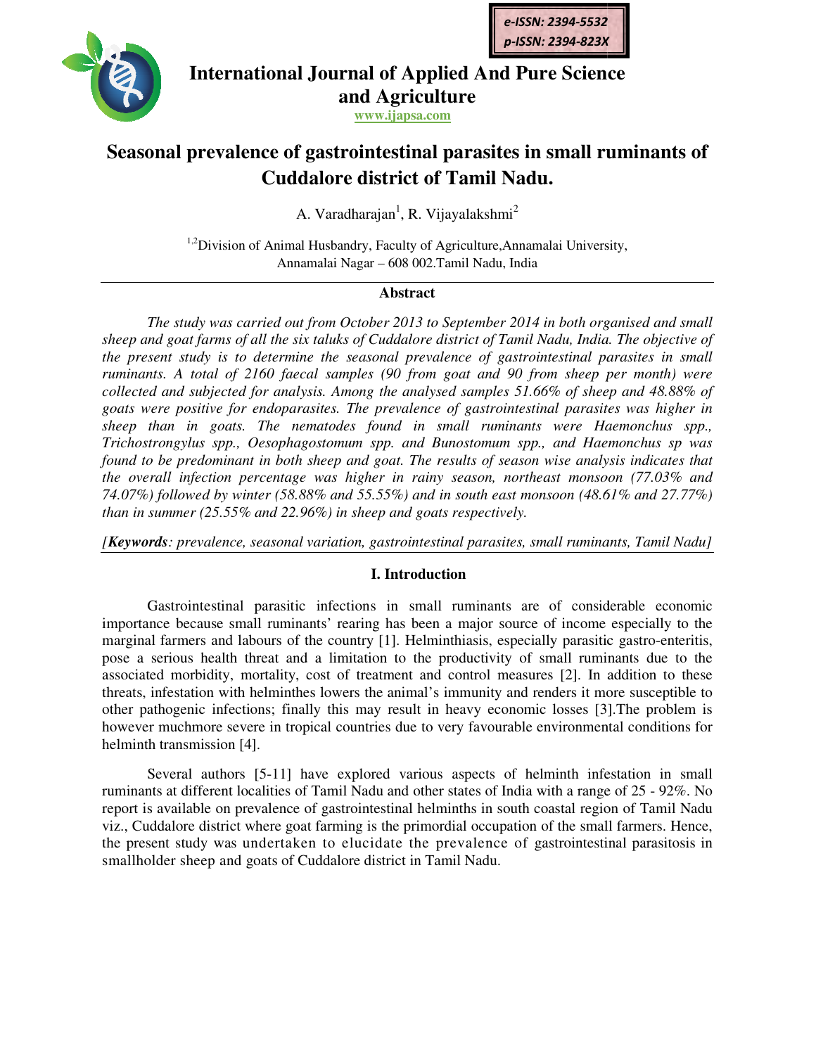e-ISSN: 2394-5532
p-ISSN: 2394-823X

International Journal of Applied And Pure Science and Agriculture
www.ijapsa.com

# Seasonal prevalence of gastrointestinal parasites in small ruminants of Cuddalore district of Tamil Nadu.

A. Varadharajan[1], R. Vijayalakshmi[2]

[1,2]Division of Animal Husbandry, Faculty of Agriculture,Annamalai University, Annamalai Nagar – 608 002.Tamil Nadu, India

## Abstract

*The study was carried out from October 2013 to September 2014 in both organised and small sheep and goat farms of all the six taluks of Cuddalore district of Tamil Nadu, India. The objective of the present study is to determine the seasonal prevalence of gastrointestinal parasites in small ruminants. A total of 2160 faecal samples (90 from goat and 90 from sheep per month) were collected and subjected for analysis. Among the analysed samples 51.66% of sheep and 48.88% of goats were positive for endoparasites. The prevalence of gastrointestinal parasites was higher in sheep than in goats. The nematodes found in small ruminants were Haemonchus spp., Trichostrongylus spp., Oesophagostomum spp. and Bunostomum spp., and Haemonchus sp was found to be predominant in both sheep and goat. The results of season wise analysis indicates that the overall infection percentage was higher in rainy season, northeast monsoon (77.03% and 74.07%) followed by winter (58.88% and 55.55%) and in south east monsoon (48.61% and 27.77%) than in summer (25.55% and 22.96%) in sheep and goats respectively.*

*[**Keywords**: prevalence, seasonal variation, gastrointestinal parasites, small ruminants, Tamil Nadu]*

## I. Introduction

Gastrointestinal parasitic infections in small ruminants are of considerable economic importance because small ruminants' rearing has been a major source of income especially to the marginal farmers and labours of the country [1]. Helminthiasis, especially parasitic gastro-enteritis, pose a serious health threat and a limitation to the productivity of small ruminants due to the associated morbidity, mortality, cost of treatment and control measures [2]. In addition to these threats, infestation with helminthes lowers the animal's immunity and renders it more susceptible to other pathogenic infections; finally this may result in heavy economic losses [3].The problem is however muchmore severe in tropical countries due to very favourable environmental conditions for helminth transmission [4].

Several authors [5-11] have explored various aspects of helminth infestation in small ruminants at different localities of Tamil Nadu and other states of India with a range of 25 - 92%. No report is available on prevalence of gastrointestinal helminths in south coastal region of Tamil Nadu viz., Cuddalore district where goat farming is the primordial occupation of the small farmers. Hence, the present study was undertaken to elucidate the prevalence of gastrointestinal parasitosis in smallholder sheep and goats of Cuddalore district in Tamil Nadu.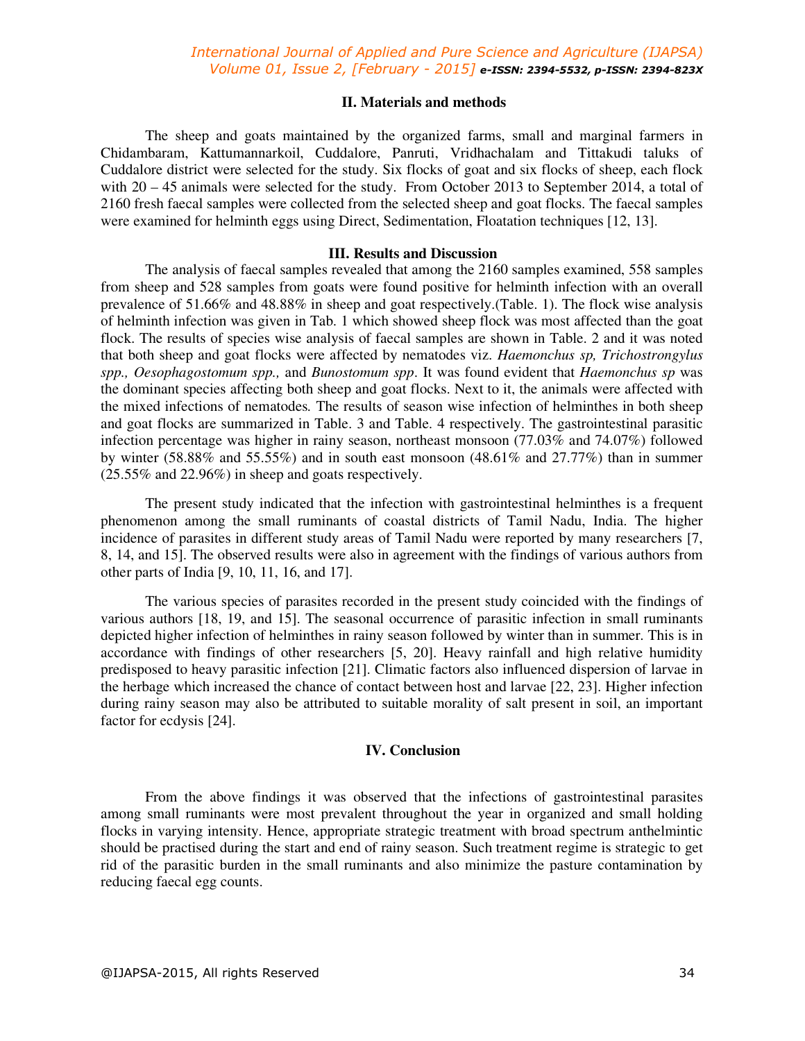## II. Materials and methods

The sheep and goats maintained by the organized farms, small and marginal farmers in Chidambaram, Kattumannarkoil, Cuddalore, Panruti, Vridhachalam and Tittakudi taluks of Cuddalore district were selected for the study. Six flocks of goat and six flocks of sheep, each flock with 20 – 45 animals were selected for the study. From October 2013 to September 2014, a total of 2160 fresh faecal samples were collected from the selected sheep and goat flocks. The faecal samples were examined for helminth eggs using Direct, Sedimentation, Floatation techniques [12, 13].

## III. Results and Discussion

The analysis of faecal samples revealed that among the 2160 samples examined, 558 samples from sheep and 528 samples from goats were found positive for helminth infection with an overall prevalence of 51.66% and 48.88% in sheep and goat respectively.(Table. 1). The flock wise analysis of helminth infection was given in Tab. 1 which showed sheep flock was most affected than the goat flock. The results of species wise analysis of faecal samples are shown in Table. 2 and it was noted that both sheep and goat flocks were affected by nematodes viz. *Haemonchus sp, Trichostrongylus spp., Oesophagostomum spp.,* and *Bunostomum spp*. It was found evident that *Haemonchus sp* was the dominant species affecting both sheep and goat flocks. Next to it, the animals were affected with the mixed infections of nematodes. The results of season wise infection of helminthes in both sheep and goat flocks are summarized in Table. 3 and Table. 4 respectively. The gastrointestinal parasitic infection percentage was higher in rainy season, northeast monsoon (77.03% and 74.07%) followed by winter (58.88% and 55.55%) and in south east monsoon (48.61% and 27.77%) than in summer (25.55% and 22.96%) in sheep and goats respectively.

The present study indicated that the infection with gastrointestinal helminthes is a frequent phenomenon among the small ruminants of coastal districts of Tamil Nadu, India. The higher incidence of parasites in different study areas of Tamil Nadu were reported by many researchers [7, 8, 14, and 15]. The observed results were also in agreement with the findings of various authors from other parts of India [9, 10, 11, 16, and 17].

The various species of parasites recorded in the present study coincided with the findings of various authors [18, 19, and 15]. The seasonal occurrence of parasitic infection in small ruminants depicted higher infection of helminthes in rainy season followed by winter than in summer. This is in accordance with findings of other researchers [5, 20]. Heavy rainfall and high relative humidity predisposed to heavy parasitic infection [21]. Climatic factors also influenced dispersion of larvae in the herbage which increased the chance of contact between host and larvae [22, 23]. Higher infection during rainy season may also be attributed to suitable morality of salt present in soil, an important factor for ecdysis [24].

## IV. Conclusion

From the above findings it was observed that the infections of gastrointestinal parasites among small ruminants were most prevalent throughout the year in organized and small holding flocks in varying intensity. Hence, appropriate strategic treatment with broad spectrum anthelmintic should be practised during the start and end of rainy season. Such treatment regime is strategic to get rid of the parasitic burden in the small ruminants and also minimize the pasture contamination by reducing faecal egg counts.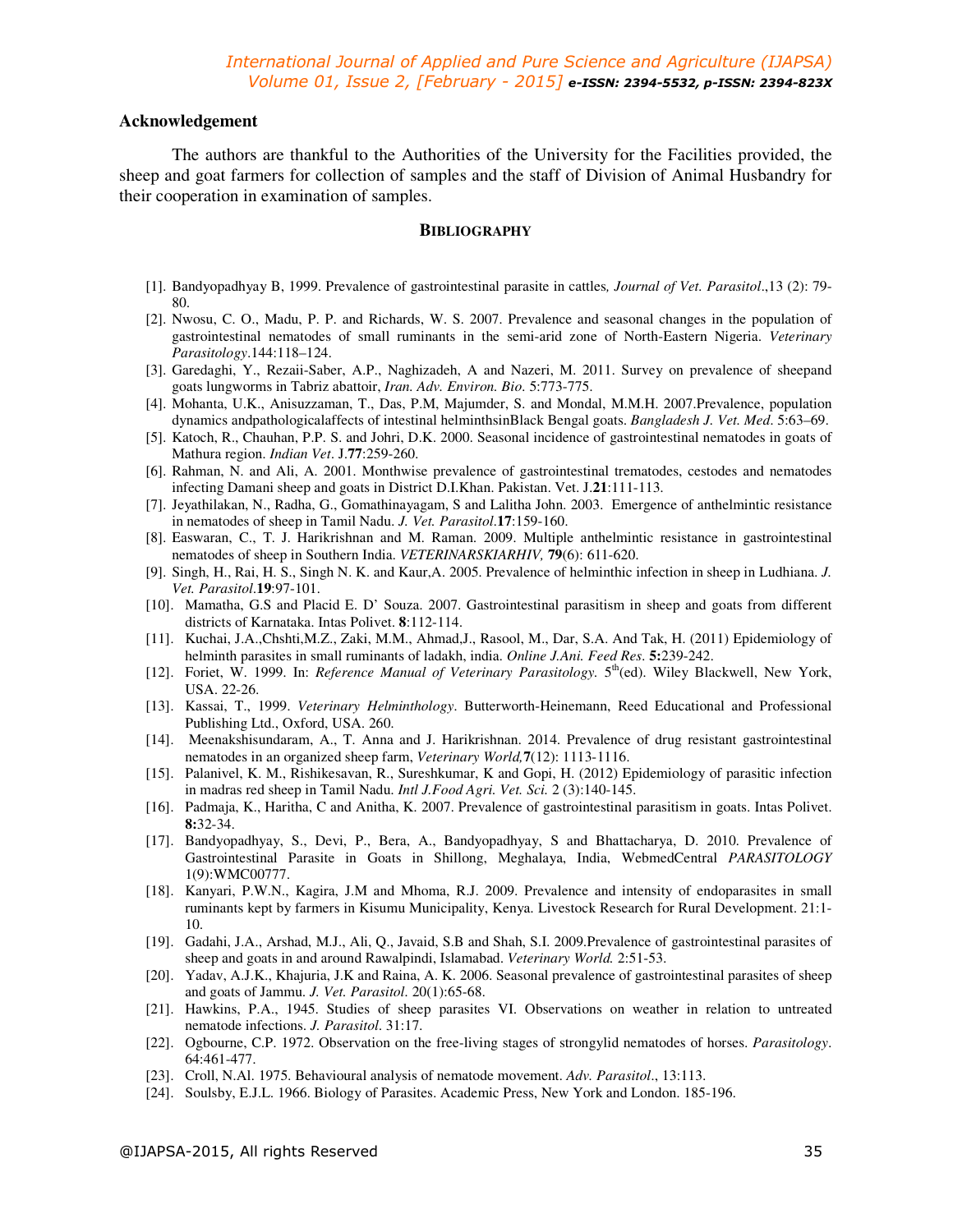## Acknowledgement

The authors are thankful to the Authorities of the University for the Facilities provided, the sheep and goat farmers for collection of samples and the staff of Division of Animal Husbandry for their cooperation in examination of samples.

## BIBLIOGRAPHY

[1]. Bandyopadhyay B, 1999. Prevalence of gastrointestinal parasite in cattles, *Journal of Vet. Parasitol*.,13 (2): 79-80.

[2]. Nwosu, C. O., Madu, P. P. and Richards, W. S. 2007. Prevalence and seasonal changes in the population of gastrointestinal nematodes of small ruminants in the semi-arid zone of North-Eastern Nigeria. *Veterinary Parasitology*.144:118–124.

[3]. Garedaghi, Y., Rezaii-Saber, A.P., Naghizadeh, A and Nazeri, M. 2011. Survey on prevalence of sheepand goats lungworms in Tabriz abattoir, *Iran. Adv. Environ. Bio*. 5:773-775.

[4]. Mohanta, U.K., Anisuzzaman, T., Das, P.M, Majumder, S. and Mondal, M.M.H. 2007.Prevalence, population dynamics andpathologicalaffects of intestinal helminthsinBlack Bengal goats. *Bangladesh J. Vet. Med*. 5:63–69.

[5]. Katoch, R., Chauhan, P.P. S. and Johri, D.K. 2000. Seasonal incidence of gastrointestinal nematodes in goats of Mathura region. *Indian Vet*. J.**77**:259-260.

[6]. Rahman, N. and Ali, A. 2001. Monthwise prevalence of gastrointestinal trematodes, cestodes and nematodes infecting Damani sheep and goats in District D.I.Khan. Pakistan. Vet. J.**21**:111-113.

[7]. Jeyathilakan, N., Radha, G., Gomathinayagam, S and Lalitha John. 2003. Emergence of anthelmintic resistance in nematodes of sheep in Tamil Nadu. *J. Vet. Parasitol*.**17**:159-160.

[8]. Easwaran, C., T. J. Harikrishnan and M. Raman. 2009. Multiple anthelmintic resistance in gastrointestinal nematodes of sheep in Southern India. *VETERINARSKIARHIV,* **79**(6): 611-620.

[9]. Singh, H., Rai, H. S., Singh N. K. and Kaur,A. 2005. Prevalence of helminthic infection in sheep in Ludhiana. *J. Vet. Parasitol*.**19**:97-101.

[10]. Mamatha, G.S and Placid E. D' Souza. 2007. Gastrointestinal parasitism in sheep and goats from different districts of Karnataka. Intas Polivet. **8**:112-114.

[11]. Kuchai, J.A.,Chshti,M.Z., Zaki, M.M., Ahmad,J., Rasool, M., Dar, S.A. And Tak, H. (2011) Epidemiology of helminth parasites in small ruminants of ladakh, india. *Online J.Ani. Feed Res*. **5:**239-242.

[12]. Foriet, W. 1999. In: *Reference Manual of Veterinary Parasitology*. 5th(ed). Wiley Blackwell, New York, USA. 22-26.

[13]. Kassai, T., 1999. *Veterinary Helminthology*. Butterworth-Heinemann, Reed Educational and Professional Publishing Ltd., Oxford, USA. 260.

[14]. Meenakshisundaram, A., T. Anna and J. Harikrishnan. 2014. Prevalence of drug resistant gastrointestinal nematodes in an organized sheep farm, *Veterinary World,***7**(12): 1113-1116.

[15]. Palanivel, K. M., Rishikesavan, R., Sureshkumar, K and Gopi, H. (2012) Epidemiology of parasitic infection in madras red sheep in Tamil Nadu. *Intl J.Food Agri. Vet. Sci.* 2 (3):140-145.

[16]. Padmaja, K., Haritha, C and Anitha, K. 2007. Prevalence of gastrointestinal parasitism in goats. Intas Polivet. **8:**32-34.

[17]. Bandyopadhyay, S., Devi, P., Bera, A., Bandyopadhyay, S and Bhattacharya, D. 2010. Prevalence of Gastrointestinal Parasite in Goats in Shillong, Meghalaya, India, WebmedCentral *PARASITOLOGY* 1(9):WMC00777.

[18]. Kanyari, P.W.N., Kagira, J.M and Mhoma, R.J. 2009. Prevalence and intensity of endoparasites in small ruminants kept by farmers in Kisumu Municipality, Kenya. Livestock Research for Rural Development. 21:1-10.

[19]. Gadahi, J.A., Arshad, M.J., Ali, Q., Javaid, S.B and Shah, S.I. 2009.Prevalence of gastrointestinal parasites of sheep and goats in and around Rawalpindi, Islamabad. *Veterinary World.* 2:51-53.

[20]. Yadav, A.J.K., Khajuria, J.K and Raina, A. K. 2006. Seasonal prevalence of gastrointestinal parasites of sheep and goats of Jammu. *J. Vet. Parasitol*. 20(1):65-68.

[21]. Hawkins, P.A., 1945. Studies of sheep parasites VI. Observations on weather in relation to untreated nematode infections. *J. Parasitol*. 31:17.

[22]. Ogbourne, C.P. 1972. Observation on the free-living stages of strongylid nematodes of horses. *Parasitology*. 64:461-477.

[23]. Croll, N.Al. 1975. Behavioural analysis of nematode movement. *Adv. Parasitol*., 13:113.

[24]. Soulsby, E.J.L. 1966. Biology of Parasites. Academic Press, New York and London. 185-196.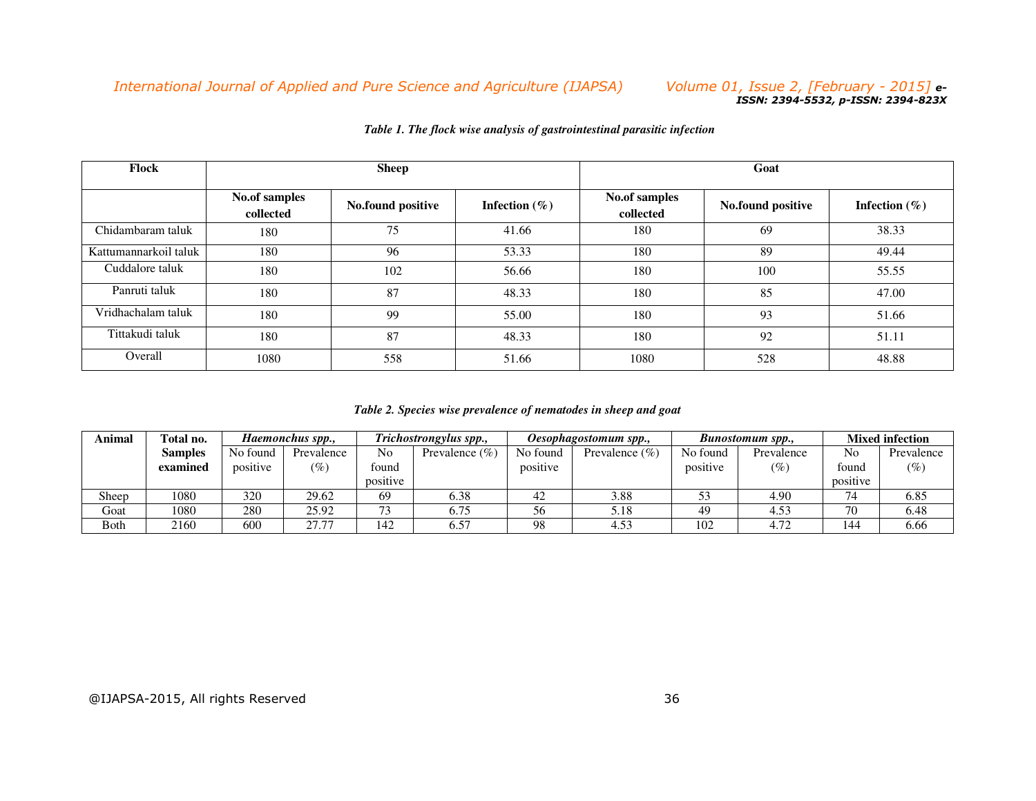***Table 1. The flock wise analysis of gastrointestinal parasitic infection***

| **Flock** | **Sheep** | | | **Goat** | | |
|---|---|---|---|---|---|---|
| | **No.of samples collected** | **No.found positive** | **Infection (%)** | **No.of samples collected** | **No.found positive** | **Infection (%)** |
| Chidambaram taluk | 180 | 75 | 41.66 | 180 | 69 | 38.33 |
| Kattumannarkoil taluk | 180 | 96 | 53.33 | 180 | 89 | 49.44 |
| Cuddalore taluk | 180 | 102 | 56.66 | 180 | 100 | 55.55 |
| Panruti taluk | 180 | 87 | 48.33 | 180 | 85 | 47.00 |
| Vridhachalam taluk | 180 | 99 | 55.00 | 180 | 93 | 51.66 |
| Tittakudi taluk | 180 | 87 | 48.33 | 180 | 92 | 51.11 |
| Overall | 1080 | 558 | 51.66 | 1080 | 528 | 48.88 |

***Table 2. Species wise prevalence of nematodes in sheep and goat***

| **Animal** | **Total no. Samples examined** | ***Haemonchus spp.,*** | | ***Trichostrongylus spp.,*** | | ***Oesophagostomum spp.,*** | | ***Bunostomum spp.,*** | | **Mixed infection** | |
|---|---|---|---|---|---|---|---|---|---|---|---|
| | | No found positive | Prevalence (%) | No found positive | Prevalence (%) | No found positive | Prevalence (%) | No found positive | Prevalence (%) | No found positive | Prevalence (%) |
| Sheep | 1080 | 320 | 29.62 | 69 | 6.38 | 42 | 3.88 | 53 | 4.90 | 74 | 6.85 |
| Goat | 1080 | 280 | 25.92 | 73 | 6.75 | 56 | 5.18 | 49 | 4.53 | 70 | 6.48 |
| Both | 2160 | 600 | 27.77 | 142 | 6.57 | 98 | 4.53 | 102 | 4.72 | 144 | 6.66 |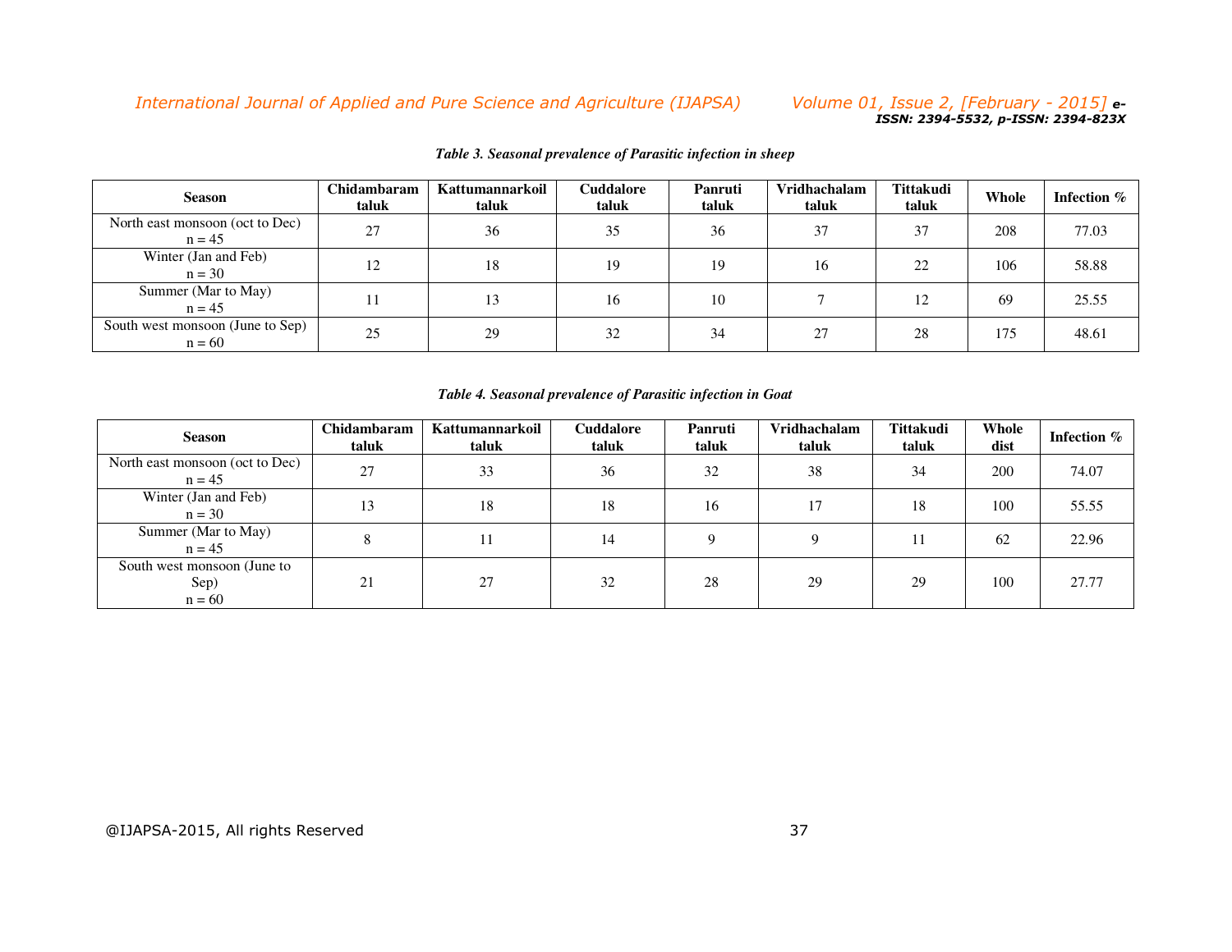*Table 3. Seasonal prevalence of Parasitic infection in sheep*

| Season | Chidambaram taluk | Kattumannarkoil taluk | Cuddalore taluk | Panruti taluk | Vridhachalam taluk | Tittakudi taluk | Whole | Infection % |
|---|---|---|---|---|---|---|---|---|
| North east monsoon (oct to Dec) n = 45 | 27 | 36 | 35 | 36 | 37 | 37 | 208 | 77.03 |
| Winter (Jan and Feb) n = 30 | 12 | 18 | 19 | 19 | 16 | 22 | 106 | 58.88 |
| Summer (Mar to May) n = 45 | 11 | 13 | 16 | 10 | 7 | 12 | 69 | 25.55 |
| South west monsoon (June to Sep) n = 60 | 25 | 29 | 32 | 34 | 27 | 28 | 175 | 48.61 |

*Table 4. Seasonal prevalence of Parasitic infection in Goat*

| Season | Chidambaram taluk | Kattumannarkoil taluk | Cuddalore taluk | Panruti taluk | Vridhachalam taluk | Tittakudi taluk | Whole dist | Infection % |
|---|---|---|---|---|---|---|---|---|
| North east monsoon (oct to Dec) n = 45 | 27 | 33 | 36 | 32 | 38 | 34 | 200 | 74.07 |
| Winter (Jan and Feb) n = 30 | 13 | 18 | 18 | 16 | 17 | 18 | 100 | 55.55 |
| Summer (Mar to May) n = 45 | 8 | 11 | 14 | 9 | 9 | 11 | 62 | 22.96 |
| South west monsoon (June to Sep) n = 60 | 21 | 27 | 32 | 28 | 29 | 29 | 100 | 27.77 |